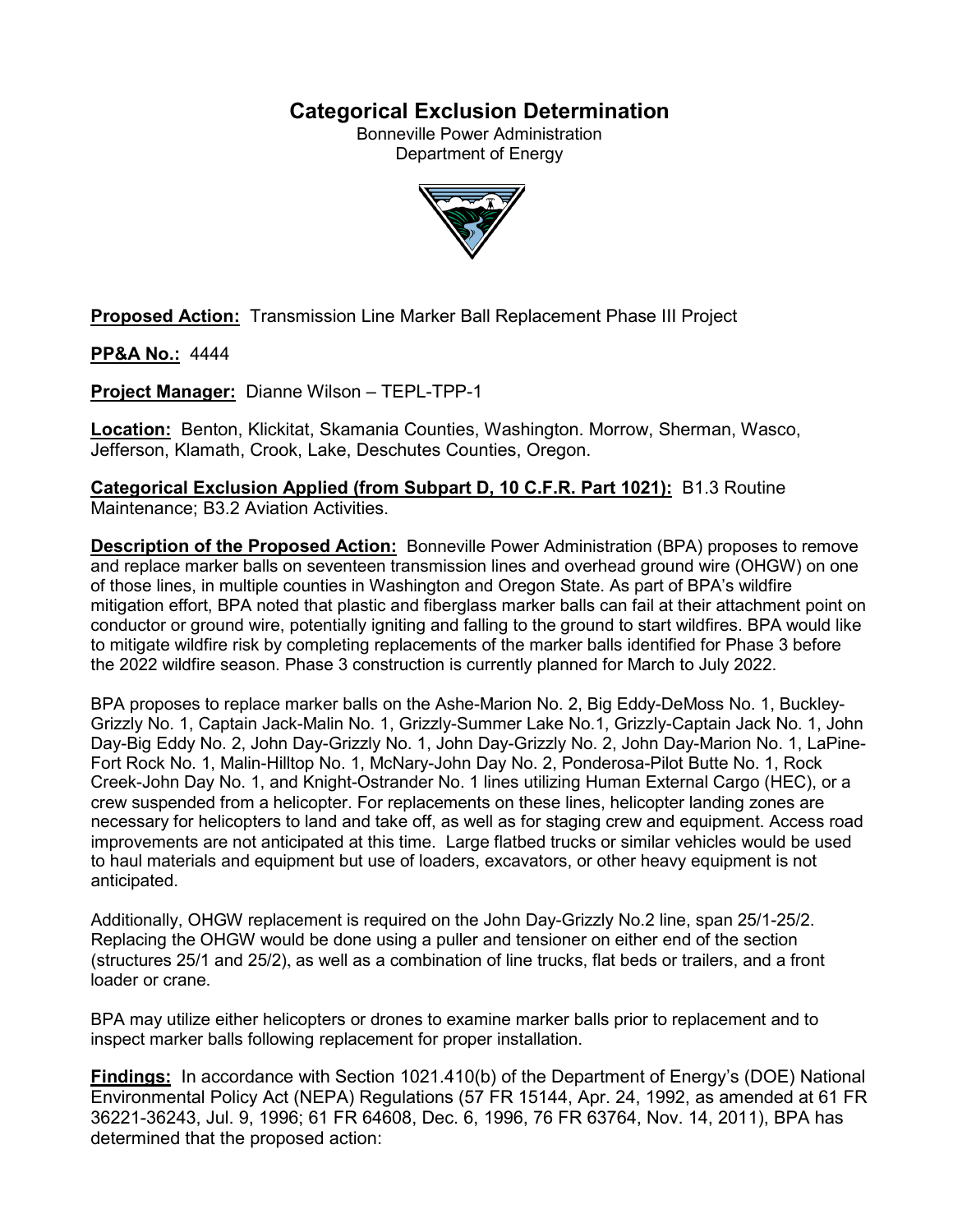# Categorical Exclusion Determination

Bonneville Power Administration
Department of Energy

**Proposed Action:** Transmission Line Marker Ball Replacement Phase III Project

**PP&A No.:** 4444

**Project Manager:** Dianne Wilson – TEPL-TPP-1

**Location:** Benton, Klickitat, Skamania Counties, Washington. Morrow, Sherman, Wasco, Jefferson, Klamath, Crook, Lake, Deschutes Counties, Oregon.

**Categorical Exclusion Applied (from Subpart D, 10 C.F.R. Part 1021):** B1.3 Routine Maintenance; B3.2 Aviation Activities.

**Description of the Proposed Action:** Bonneville Power Administration (BPA) proposes to remove and replace marker balls on seventeen transmission lines and overhead ground wire (OHGW) on one of those lines, in multiple counties in Washington and Oregon State. As part of BPA's wildfire mitigation effort, BPA noted that plastic and fiberglass marker balls can fail at their attachment point on conductor or ground wire, potentially igniting and falling to the ground to start wildfires. BPA would like to mitigate wildfire risk by completing replacements of the marker balls identified for Phase 3 before the 2022 wildfire season. Phase 3 construction is currently planned for March to July 2022.

BPA proposes to replace marker balls on the Ashe-Marion No. 2, Big Eddy-DeMoss No. 1, Buckley-Grizzly No. 1, Captain Jack-Malin No. 1, Grizzly-Summer Lake No.1, Grizzly-Captain Jack No. 1, John Day-Big Eddy No. 2, John Day-Grizzly No. 1, John Day-Grizzly No. 2, John Day-Marion No. 1, LaPine-Fort Rock No. 1, Malin-Hilltop No. 1, McNary-John Day No. 2, Ponderosa-Pilot Butte No. 1, Rock Creek-John Day No. 1, and Knight-Ostrander No. 1 lines utilizing Human External Cargo (HEC), or a crew suspended from a helicopter. For replacements on these lines, helicopter landing zones are necessary for helicopters to land and take off, as well as for staging crew and equipment. Access road improvements are not anticipated at this time. Large flatbed trucks or similar vehicles would be used to haul materials and equipment but use of loaders, excavators, or other heavy equipment is not anticipated.

Additionally, OHGW replacement is required on the John Day-Grizzly No.2 line, span 25/1-25/2. Replacing the OHGW would be done using a puller and tensioner on either end of the section (structures 25/1 and 25/2), as well as a combination of line trucks, flat beds or trailers, and a front loader or crane.

BPA may utilize either helicopters or drones to examine marker balls prior to replacement and to inspect marker balls following replacement for proper installation.

**Findings:** In accordance with Section 1021.410(b) of the Department of Energy's (DOE) National Environmental Policy Act (NEPA) Regulations (57 FR 15144, Apr. 24, 1992, as amended at 61 FR 36221-36243, Jul. 9, 1996; 61 FR 64608, Dec. 6, 1996, 76 FR 63764, Nov. 14, 2011), BPA has determined that the proposed action: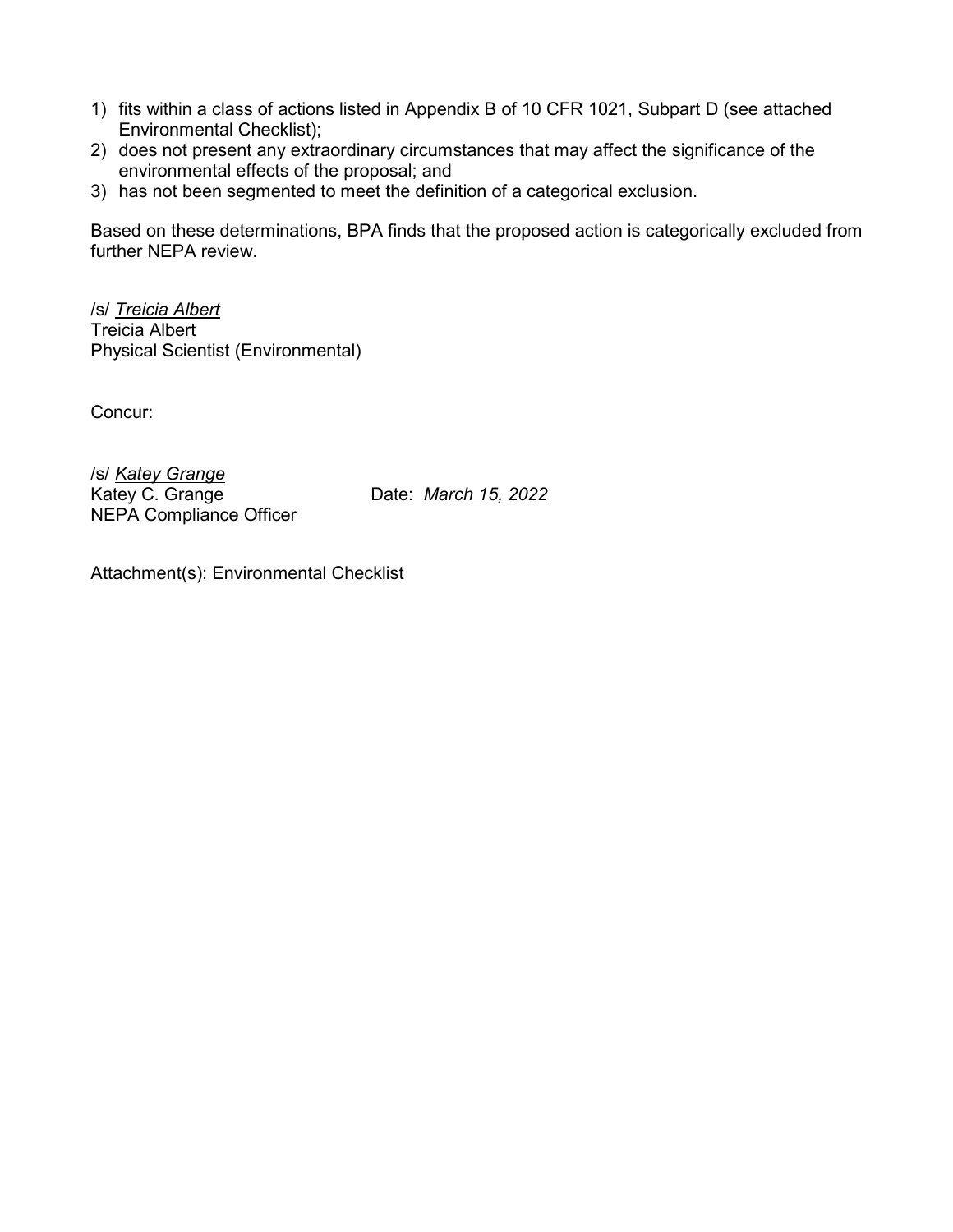1) fits within a class of actions listed in Appendix B of 10 CFR 1021, Subpart D (see attached Environmental Checklist);
2) does not present any extraordinary circumstances that may affect the significance of the environmental effects of the proposal; and
3) has not been segmented to meet the definition of a categorical exclusion.

Based on these determinations, BPA finds that the proposed action is categorically excluded from further NEPA review.

/s/ *Treicia Albert*
Treicia Albert
Physical Scientist (Environmental)

Concur:

/s/ *Katey Grange*
Katey C. Grange  Date: *March 15, 2022*
NEPA Compliance Officer

Attachment(s): Environmental Checklist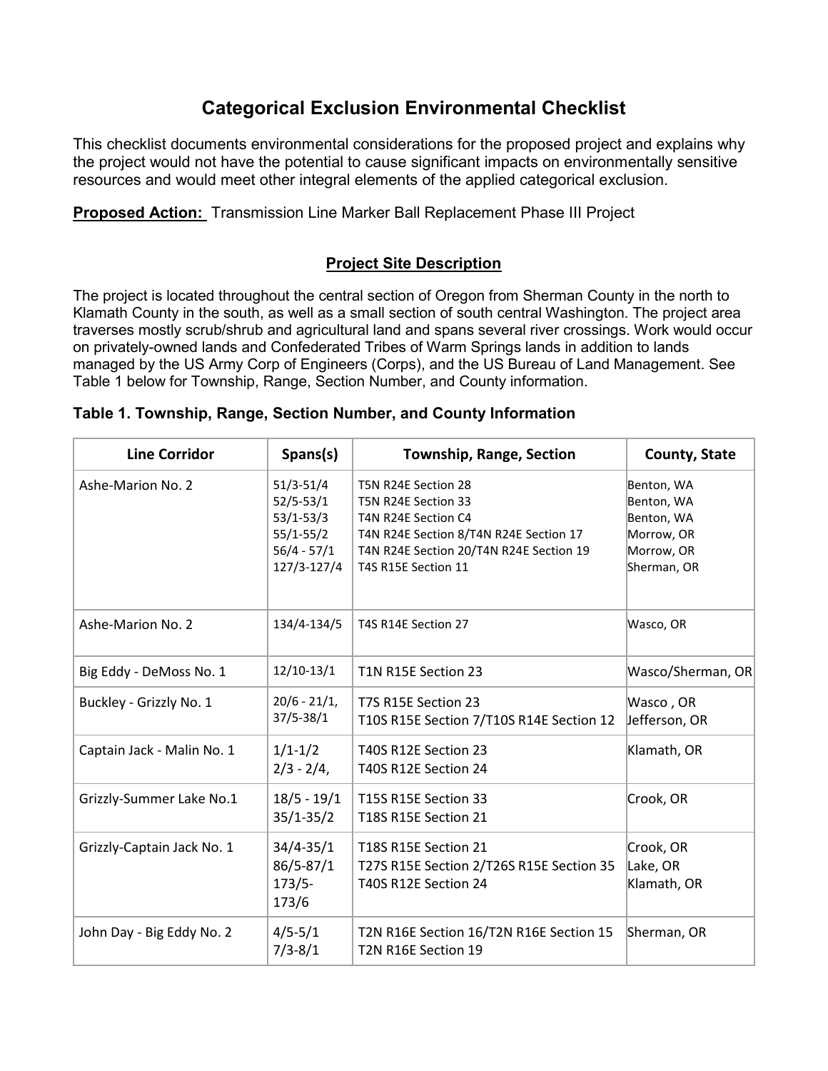# Categorical Exclusion Environmental Checklist

This checklist documents environmental considerations for the proposed project and explains why the project would not have the potential to cause significant impacts on environmentally sensitive resources and would meet other integral elements of the applied categorical exclusion.

**Proposed Action:** Transmission Line Marker Ball Replacement Phase III Project

## Project Site Description

The project is located throughout the central section of Oregon from Sherman County in the north to Klamath County in the south, as well as a small section of south central Washington. The project area traverses mostly scrub/shrub and agricultural land and spans several river crossings. Work would occur on privately-owned lands and Confederated Tribes of Warm Springs lands in addition to lands managed by the US Army Corp of Engineers (Corps), and the US Bureau of Land Management. See Table 1 below for Township, Range, Section Number, and County information.

### Table 1. Township, Range, Section Number, and County Information

| Line Corridor | Spans(s) | Township, Range, Section | County, State |
|---|---|---|---|
| Ashe-Marion No. 2 | 51/3-51/4<br>52/5-53/1<br>53/1-53/3<br>55/1-55/2<br>56/4 - 57/1<br>127/3-127/4 | T5N R24E Section 28<br>T5N R24E Section 33<br>T4N R24E Section C4<br>T4N R24E Section 8/T4N R24E Section 17<br>T4N R24E Section 20/T4N R24E Section 19<br>T4S R15E Section 11 | Benton, WA<br>Benton, WA<br>Benton, WA<br>Morrow, OR<br>Morrow, OR<br>Sherman, OR |
| Ashe-Marion No. 2 | 134/4-134/5 | T4S R14E Section 27 | Wasco, OR |
| Big Eddy - DeMoss No. 1 | 12/10-13/1 | T1N R15E Section 23 | Wasco/Sherman, OR |
| Buckley - Grizzly No. 1 | 20/6 - 21/1,<br>37/5-38/1 | T7S R15E Section 23<br>T10S R15E Section 7/T10S R14E Section 12 | Wasco , OR<br>Jefferson, OR |
| Captain Jack - Malin No. 1 | 1/1-1/2<br>2/3 - 2/4, | T40S R12E Section 23<br>T40S R12E Section 24 | Klamath, OR |
| Grizzly-Summer Lake No.1 | 18/5 - 19/1<br>35/1-35/2 | T15S R15E Section 33<br>T18S R15E Section 21 | Crook, OR |
| Grizzly-Captain Jack No. 1 | 34/4-35/1<br>86/5-87/1<br>173/5-173/6 | T18S R15E Section 21<br>T27S R15E Section 2/T26S R15E Section 35<br>T40S R12E Section 24 | Crook, OR<br>Lake, OR<br>Klamath, OR |
| John Day - Big Eddy No. 2 | 4/5-5/1<br>7/3-8/1 | T2N R16E Section 16/T2N R16E Section 15<br>T2N R16E Section 19 | Sherman, OR |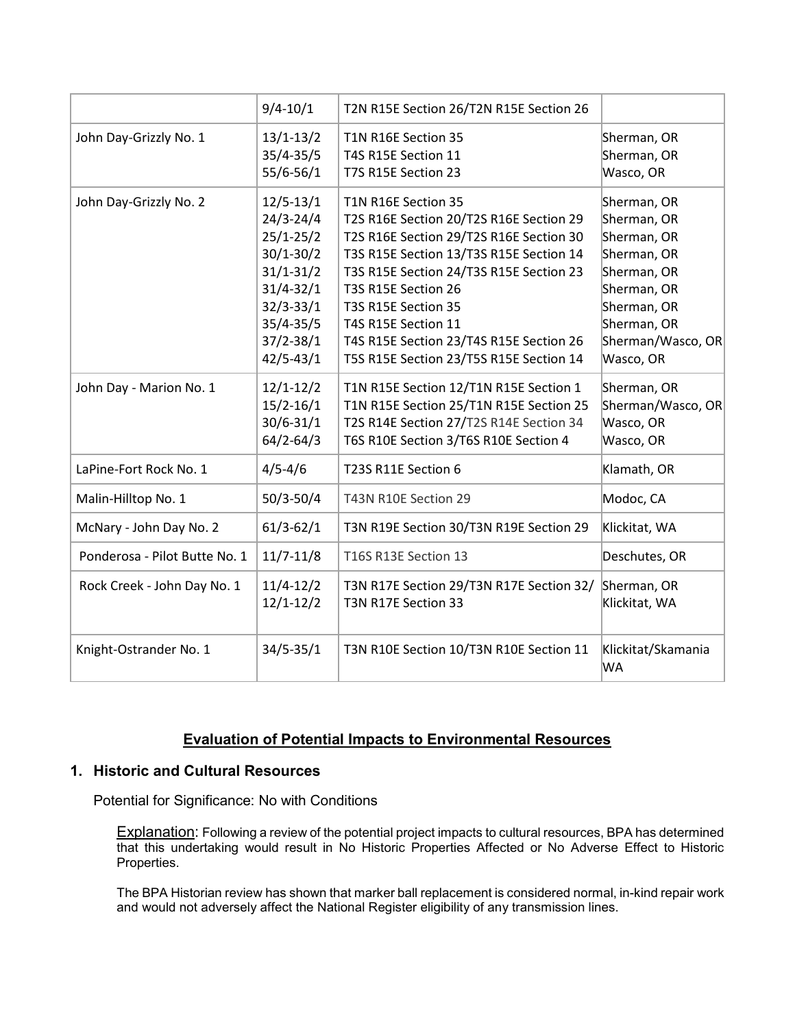| | | | |
|---|---|---|---|
| | 9/4-10/1 | T2N R15E Section 26/T2N R15E Section 26 | |
| John Day-Grizzly No. 1 | 13/1-13/2<br>35/4-35/5<br>55/6-56/1 | T1N R16E Section 35<br>T4S R15E Section 11<br>T7S R15E Section 23 | Sherman, OR<br>Sherman, OR<br>Wasco, OR |
| John Day-Grizzly No. 2 | 12/5-13/1<br>24/3-24/4<br>25/1-25/2<br>30/1-30/2<br>31/1-31/2<br>31/4-32/1<br>32/3-33/1<br>35/4-35/5<br>37/2-38/1<br>42/5-43/1 | T1N R16E Section 35<br>T2S R16E Section 20/T2S R16E Section 29<br>T2S R16E Section 29/T2S R16E Section 30<br>T3S R15E Section 13/T3S R15E Section 14<br>T3S R15E Section 24/T3S R15E Section 23<br>T3S R15E Section 26<br>T3S R15E Section 35<br>T4S R15E Section 11<br>T4S R15E Section 23/T4S R15E Section 26<br>T5S R15E Section 23/T5S R15E Section 14 | Sherman, OR<br>Sherman, OR<br>Sherman, OR<br>Sherman, OR<br>Sherman, OR<br>Sherman, OR<br>Sherman, OR<br>Sherman, OR<br>Sherman/Wasco, OR<br>Wasco, OR |
| John Day - Marion No. 1 | 12/1-12/2<br>15/2-16/1<br>30/6-31/1<br>64/2-64/3 | T1N R15E Section 12/T1N R15E Section 1<br>T1N R15E Section 25/T1N R15E Section 25<br>T2S R14E Section 27/T2S R14E Section 34<br>T6S R10E Section 3/T6S R10E Section 4 | Sherman, OR<br>Sherman/Wasco, OR<br>Wasco, OR<br>Wasco, OR |
| LaPine-Fort Rock No. 1 | 4/5-4/6 | T23S R11E Section 6 | Klamath, OR |
| Malin-Hilltop No. 1 | 50/3-50/4 | T43N R10E Section 29 | Modoc, CA |
| McNary - John Day No. 2 | 61/3-62/1 | T3N R19E Section 30/T3N R19E Section 29 | Klickitat, WA |
| Ponderosa - Pilot Butte No. 1 | 11/7-11/8 | T16S R13E Section 13 | Deschutes, OR |
| Rock Creek - John Day No. 1 | 11/4-12/2<br>12/1-12/2 | T3N R17E Section 29/T3N R17E Section 32/<br>T3N R17E Section 33 | Sherman, OR<br>Klickitat, WA |
| Knight-Ostrander No. 1 | 34/5-35/1 | T3N R10E Section 10/T3N R10E Section 11 | Klickitat/Skamania WA |

## Evaluation of Potential Impacts to Environmental Resources

### 1. Historic and Cultural Resources

Potential for Significance: No with Conditions

Explanation: Following a review of the potential project impacts to cultural resources, BPA has determined that this undertaking would result in No Historic Properties Affected or No Adverse Effect to Historic Properties.

The BPA Historian review has shown that marker ball replacement is considered normal, in-kind repair work and would not adversely affect the National Register eligibility of any transmission lines.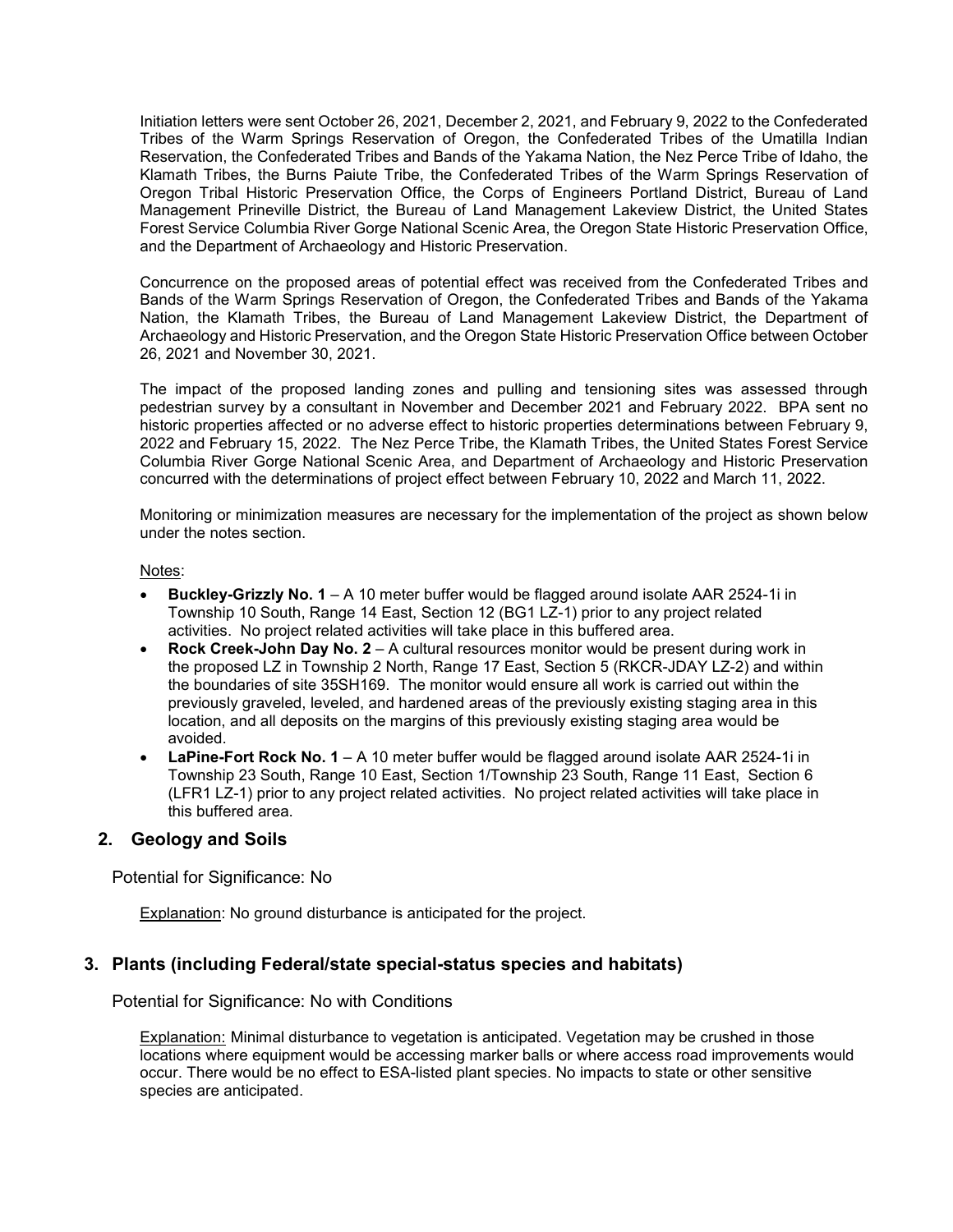Initiation letters were sent October 26, 2021, December 2, 2021, and February 9, 2022 to the Confederated Tribes of the Warm Springs Reservation of Oregon, the Confederated Tribes of the Umatilla Indian Reservation, the Confederated Tribes and Bands of the Yakama Nation, the Nez Perce Tribe of Idaho, the Klamath Tribes, the Burns Paiute Tribe, the Confederated Tribes of the Warm Springs Reservation of Oregon Tribal Historic Preservation Office, the Corps of Engineers Portland District, Bureau of Land Management Prineville District, the Bureau of Land Management Lakeview District, the United States Forest Service Columbia River Gorge National Scenic Area, the Oregon State Historic Preservation Office, and the Department of Archaeology and Historic Preservation.

Concurrence on the proposed areas of potential effect was received from the Confederated Tribes and Bands of the Warm Springs Reservation of Oregon, the Confederated Tribes and Bands of the Yakama Nation, the Klamath Tribes, the Bureau of Land Management Lakeview District, the Department of Archaeology and Historic Preservation, and the Oregon State Historic Preservation Office between October 26, 2021 and November 30, 2021.

The impact of the proposed landing zones and pulling and tensioning sites was assessed through pedestrian survey by a consultant in November and December 2021 and February 2022. BPA sent no historic properties affected or no adverse effect to historic properties determinations between February 9, 2022 and February 15, 2022. The Nez Perce Tribe, the Klamath Tribes, the United States Forest Service Columbia River Gorge National Scenic Area, and Department of Archaeology and Historic Preservation concurred with the determinations of project effect between February 10, 2022 and March 11, 2022.

Monitoring or minimization measures are necessary for the implementation of the project as shown below under the notes section.

Notes:

- **Buckley-Grizzly No. 1** – A 10 meter buffer would be flagged around isolate AAR 2524-1i in Township 10 South, Range 14 East, Section 12 (BG1 LZ-1) prior to any project related activities. No project related activities will take place in this buffered area.
- **Rock Creek-John Day No. 2** – A cultural resources monitor would be present during work in the proposed LZ in Township 2 North, Range 17 East, Section 5 (RKCR-JDAY LZ-2) and within the boundaries of site 35SH169. The monitor would ensure all work is carried out within the previously graveled, leveled, and hardened areas of the previously existing staging area in this location, and all deposits on the margins of this previously existing staging area would be avoided.
- **LaPine-Fort Rock No. 1** – A 10 meter buffer would be flagged around isolate AAR 2524-1i in Township 23 South, Range 10 East, Section 1/Township 23 South, Range 11 East, Section 6 (LFR1 LZ-1) prior to any project related activities. No project related activities will take place in this buffered area.

## 2. Geology and Soils

Potential for Significance: No

Explanation: No ground disturbance is anticipated for the project.

## 3. Plants (including Federal/state special-status species and habitats)

Potential for Significance: No with Conditions

Explanation: Minimal disturbance to vegetation is anticipated. Vegetation may be crushed in those locations where equipment would be accessing marker balls or where access road improvements would occur. There would be no effect to ESA-listed plant species. No impacts to state or other sensitive species are anticipated.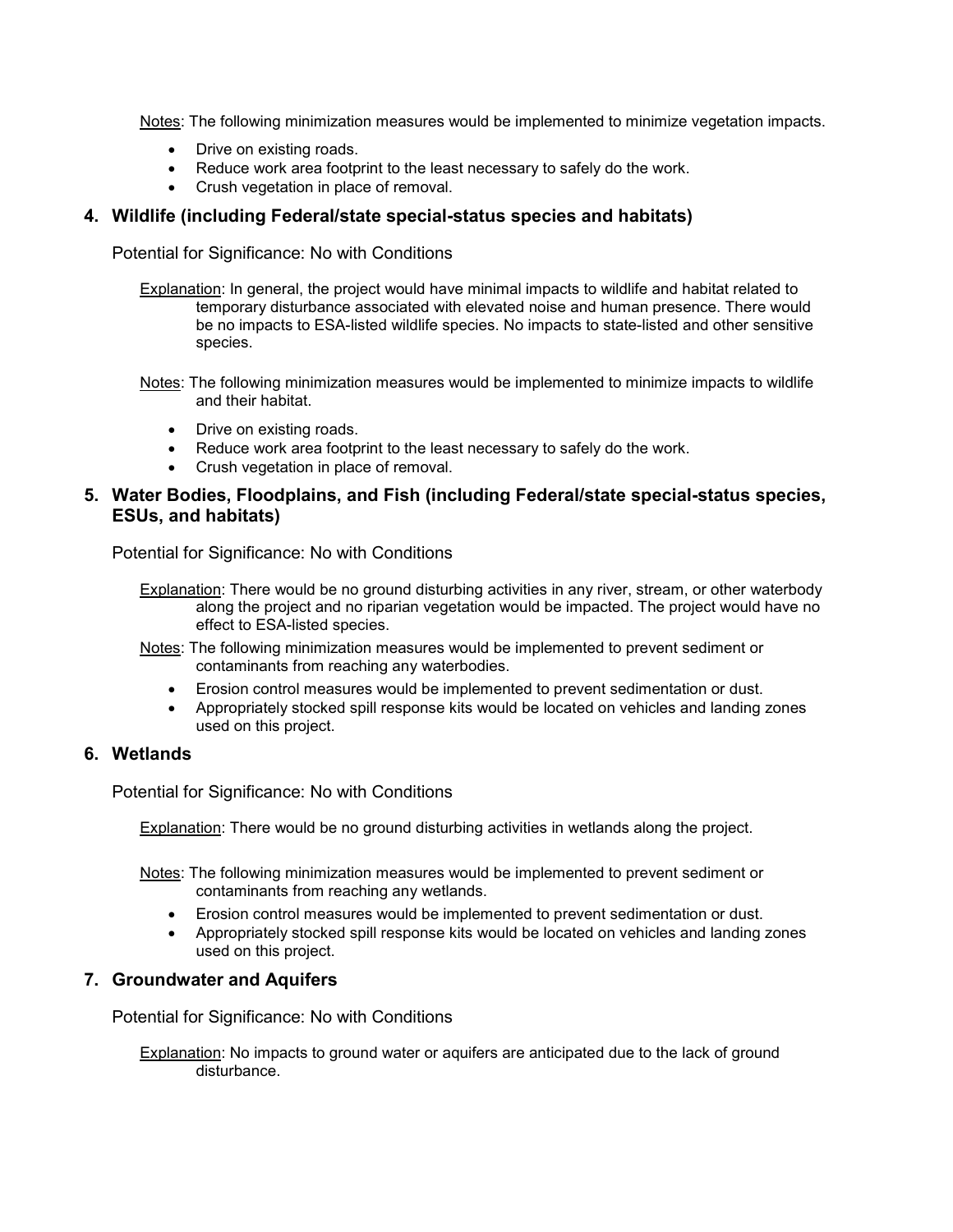Notes: The following minimization measures would be implemented to minimize vegetation impacts.

- Drive on existing roads.
- Reduce work area footprint to the least necessary to safely do the work.
- Crush vegetation in place of removal.

## 4. Wildlife (including Federal/state special-status species and habitats)

Potential for Significance: No with Conditions

Explanation: In general, the project would have minimal impacts to wildlife and habitat related to temporary disturbance associated with elevated noise and human presence. There would be no impacts to ESA-listed wildlife species. No impacts to state-listed and other sensitive species.

Notes: The following minimization measures would be implemented to minimize impacts to wildlife and their habitat.

- Drive on existing roads.
- Reduce work area footprint to the least necessary to safely do the work.
- Crush vegetation in place of removal.

## 5. Water Bodies, Floodplains, and Fish (including Federal/state special-status species, ESUs, and habitats)

Potential for Significance: No with Conditions

Explanation: There would be no ground disturbing activities in any river, stream, or other waterbody along the project and no riparian vegetation would be impacted. The project would have no effect to ESA-listed species.

Notes: The following minimization measures would be implemented to prevent sediment or contaminants from reaching any waterbodies.

- Erosion control measures would be implemented to prevent sedimentation or dust.
- Appropriately stocked spill response kits would be located on vehicles and landing zones used on this project.

## 6. Wetlands

Potential for Significance: No with Conditions

Explanation: There would be no ground disturbing activities in wetlands along the project.

Notes: The following minimization measures would be implemented to prevent sediment or contaminants from reaching any wetlands.

- Erosion control measures would be implemented to prevent sedimentation or dust.
- Appropriately stocked spill response kits would be located on vehicles and landing zones used on this project.

## 7. Groundwater and Aquifers

Potential for Significance: No with Conditions

Explanation: No impacts to ground water or aquifers are anticipated due to the lack of ground disturbance.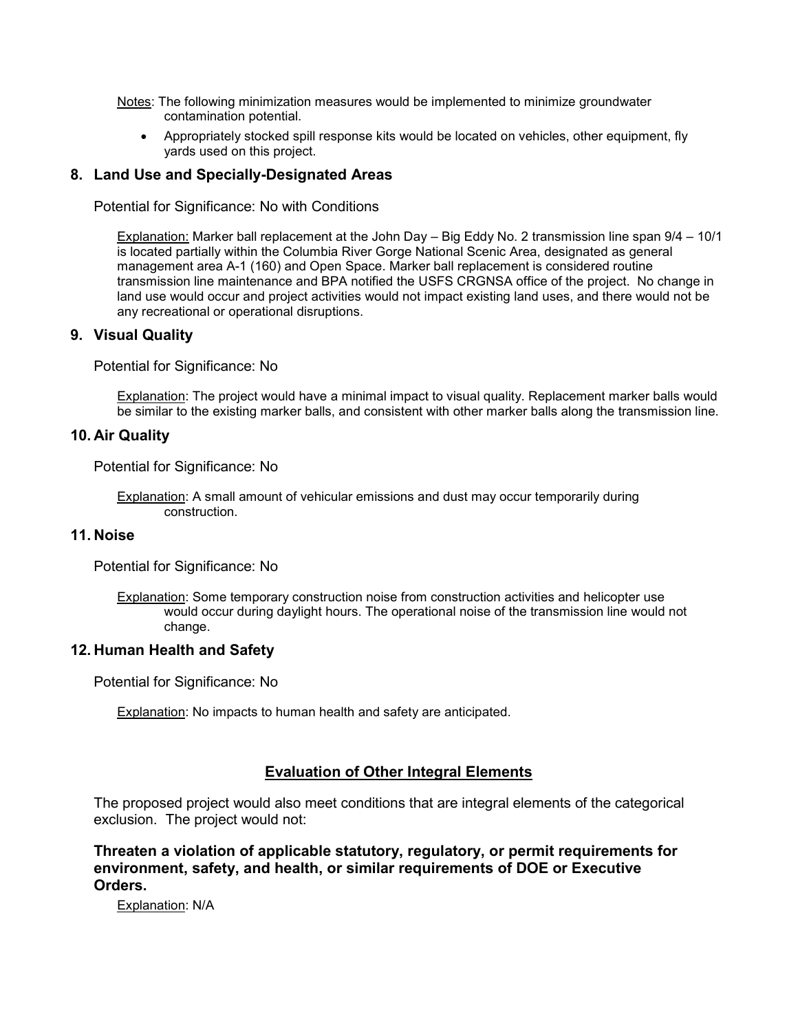Notes: The following minimization measures would be implemented to minimize groundwater contamination potential.

- Appropriately stocked spill response kits would be located on vehicles, other equipment, fly yards used on this project.

## 8. Land Use and Specially-Designated Areas

Potential for Significance: No with Conditions

Explanation: Marker ball replacement at the John Day – Big Eddy No. 2 transmission line span 9/4 – 10/1 is located partially within the Columbia River Gorge National Scenic Area, designated as general management area A-1 (160) and Open Space. Marker ball replacement is considered routine transmission line maintenance and BPA notified the USFS CRGNSA office of the project. No change in land use would occur and project activities would not impact existing land uses, and there would not be any recreational or operational disruptions.

## 9. Visual Quality

Potential for Significance: No

Explanation: The project would have a minimal impact to visual quality. Replacement marker balls would be similar to the existing marker balls, and consistent with other marker balls along the transmission line.

## 10. Air Quality

Potential for Significance: No

Explanation: A small amount of vehicular emissions and dust may occur temporarily during construction.

## 11. Noise

Potential for Significance: No

Explanation: Some temporary construction noise from construction activities and helicopter use would occur during daylight hours. The operational noise of the transmission line would not change.

## 12. Human Health and Safety

Potential for Significance: No

Explanation: No impacts to human health and safety are anticipated.

## Evaluation of Other Integral Elements

The proposed project would also meet conditions that are integral elements of the categorical exclusion. The project would not:

**Threaten a violation of applicable statutory, regulatory, or permit requirements for environment, safety, and health, or similar requirements of DOE or Executive Orders.**

Explanation: N/A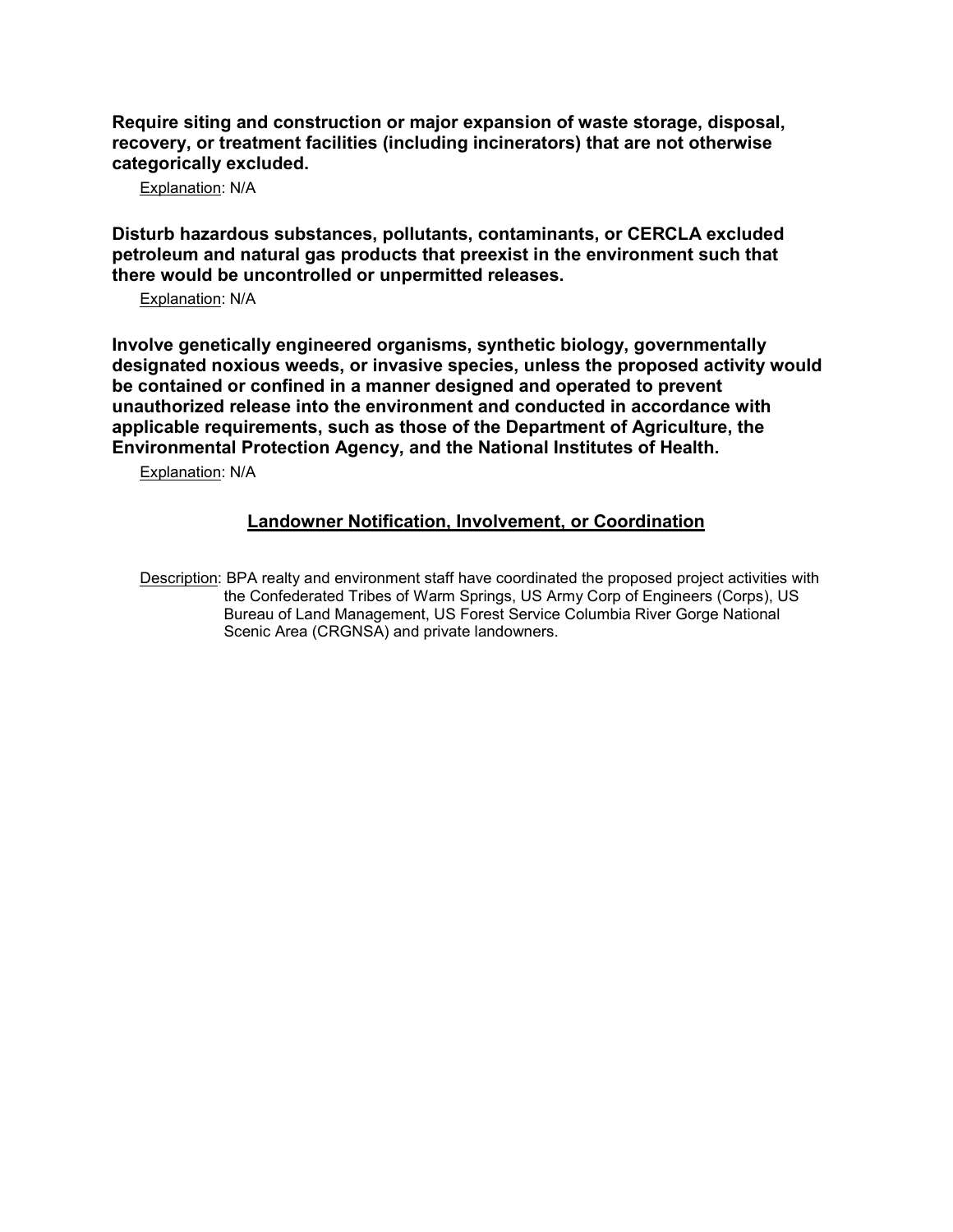**Require siting and construction or major expansion of waste storage, disposal, recovery, or treatment facilities (including incinerators) that are not otherwise categorically excluded.**

Explanation: N/A

**Disturb hazardous substances, pollutants, contaminants, or CERCLA excluded petroleum and natural gas products that preexist in the environment such that there would be uncontrolled or unpermitted releases.**

Explanation: N/A

**Involve genetically engineered organisms, synthetic biology, governmentally designated noxious weeds, or invasive species, unless the proposed activity would be contained or confined in a manner designed and operated to prevent unauthorized release into the environment and conducted in accordance with applicable requirements, such as those of the Department of Agriculture, the Environmental Protection Agency, and the National Institutes of Health.**

Explanation: N/A

## Landowner Notification, Involvement, or Coordination

Description: BPA realty and environment staff have coordinated the proposed project activities with the Confederated Tribes of Warm Springs, US Army Corp of Engineers (Corps), US Bureau of Land Management, US Forest Service Columbia River Gorge National Scenic Area (CRGNSA) and private landowners.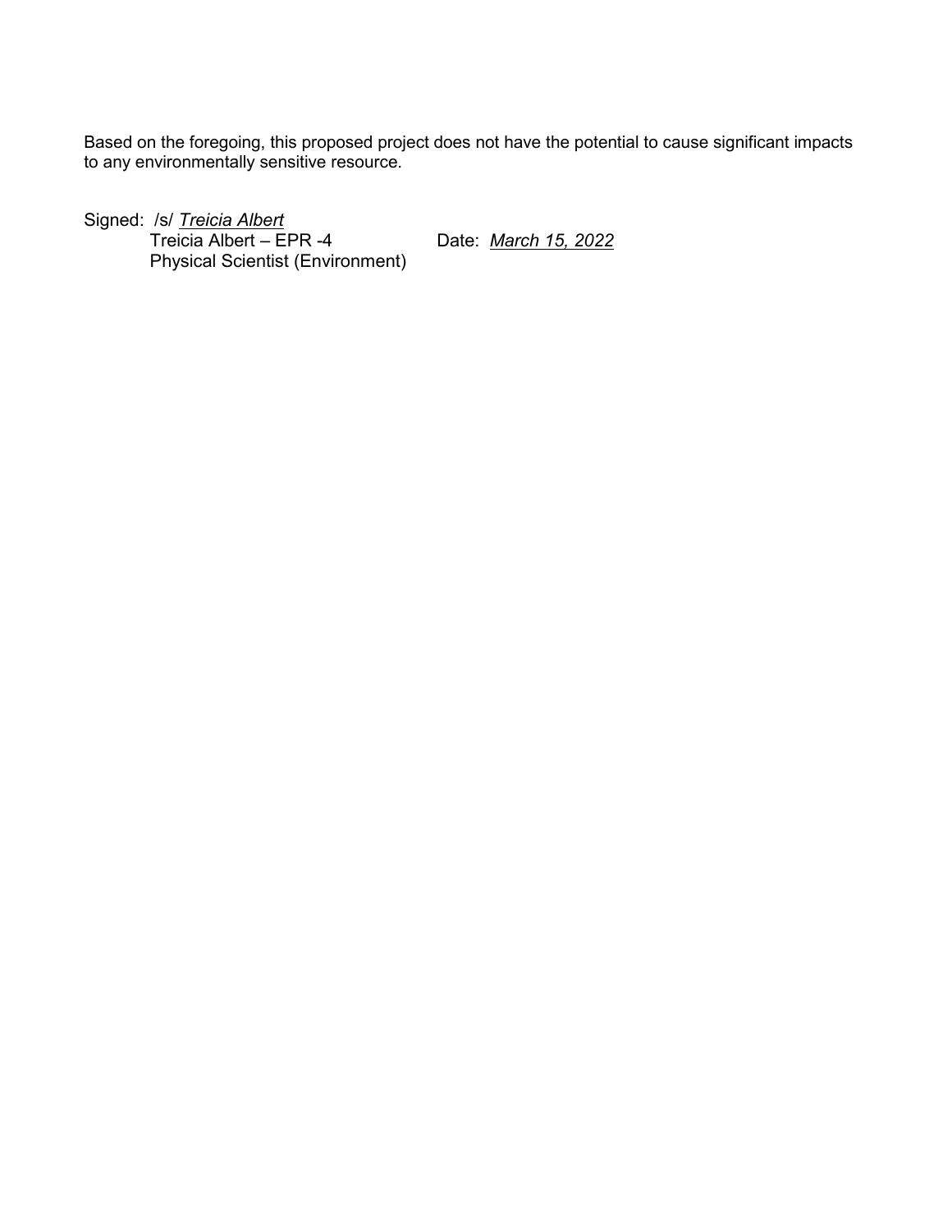Based on the foregoing, this proposed project does not have the potential to cause significant impacts to any environmentally sensitive resource.

Signed: /s/ *Treicia Albert*
Treicia Albert – EPR -4
Physical Scientist (Environment)

Date: *March 15, 2022*